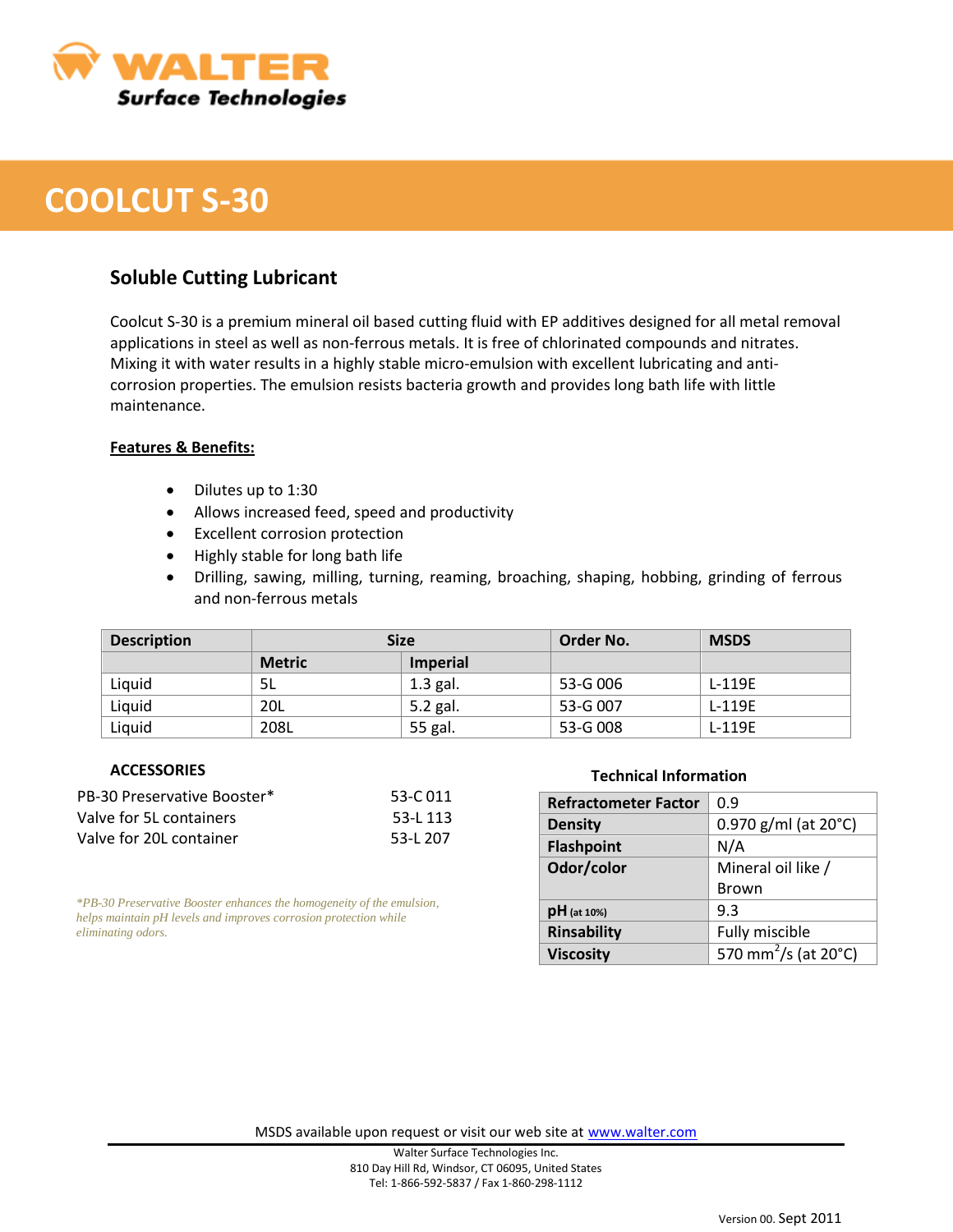WALTER
Surface Technologies

# COOLCUT S-30

## Soluble Cutting Lubricant

Coolcut S-30 is a premium mineral oil based cutting fluid with EP additives designed for all metal removal applications in steel as well as non-ferrous metals. It is free of chlorinated compounds and nitrates. Mixing it with water results in a highly stable micro-emulsion with excellent lubricating and anti-corrosion properties. The emulsion resists bacteria growth and provides long bath life with little maintenance.

**Features & Benefits:**

- Dilutes up to 1:30
- Allows increased feed, speed and productivity
- Excellent corrosion protection
- Highly stable for long bath life
- Drilling, sawing, milling, turning, reaming, broaching, shaping, hobbing, grinding of ferrous and non-ferrous metals

| Description | Size | | Order No. | MSDS |
|---|---|---|---|---|
| | Metric | Imperial | | |
| Liquid | 5L | 1.3 gal. | 53-G 006 | L-119E |
| Liquid | 20L | 5.2 gal. | 53-G 007 | L-119E |
| Liquid | 208L | 55 gal. | 53-G 008 | L-119E |

### ACCESSORIES

| | |
|---|---|
| PB-30 Preservative Booster* | 53-C 011 |
| Valve for 5L containers | 53-L 113 |
| Valve for 20L container | 53-L 207 |

*\*PB-30 Preservative Booster enhances the homogeneity of the emulsion, helps maintain pH levels and improves corrosion protection while eliminating odors.*

### Technical Information

| | |
|---|---|
| **Refractometer Factor** | 0.9 |
| **Density** | 0.970 g/ml (at 20°C) |
| **Flashpoint** | N/A |
| **Odor/color** | Mineral oil like / Brown |
| **pH** (at 10%) | 9.3 |
| **Rinsability** | Fully miscible |
| **Viscosity** | 570 $mm^2/s$ (at 20°C) |

MSDS available upon request or visit our web site at www.walter.com

Walter Surface Technologies Inc.
810 Day Hill Rd, Windsor, CT 06095, United States
Tel: 1-866-592-5837 / Fax 1-860-298-1112

Version 00. Sept 2011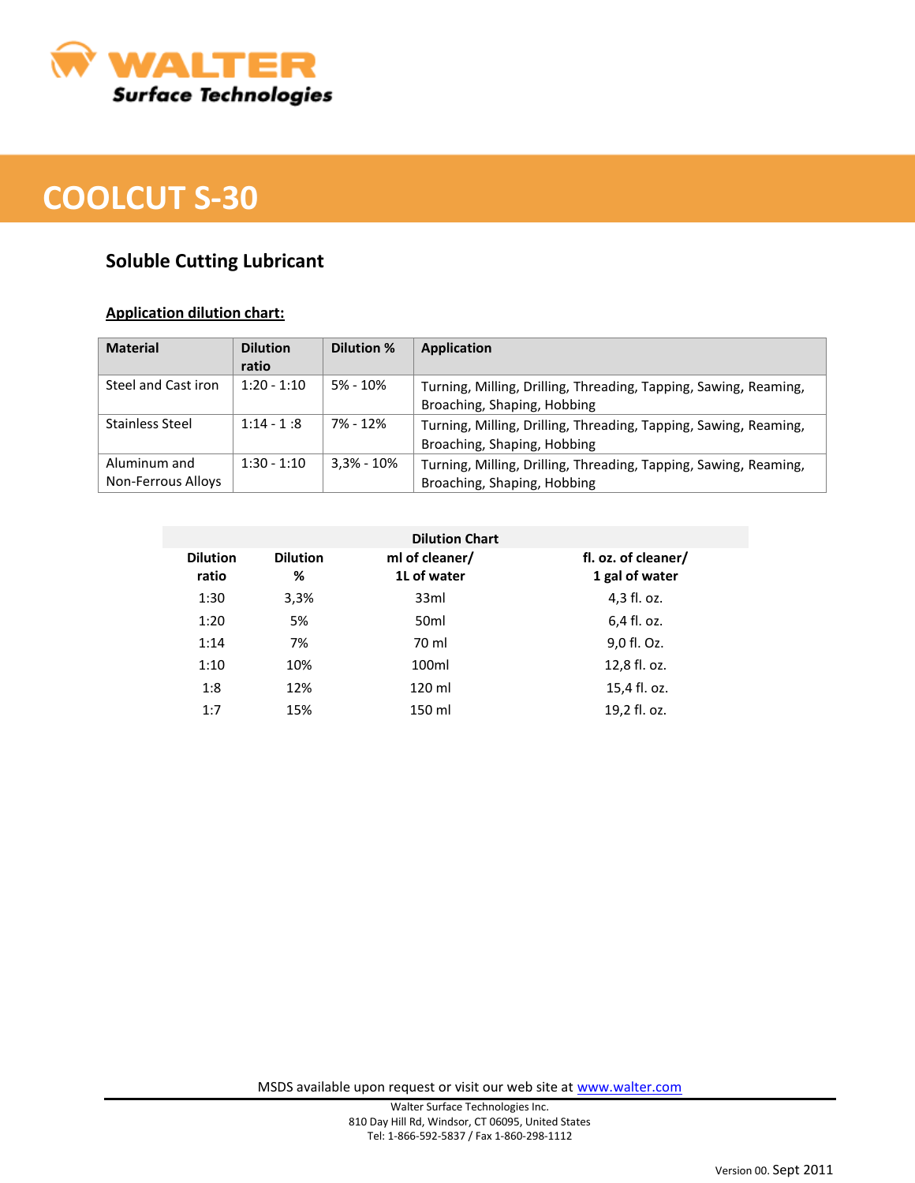WALTER Surface Technologies

# COOLCUT S-30

## Soluble Cutting Lubricant

**Application dilution chart:**

| Material | Dilution ratio | Dilution % | Application |
| --- | --- | --- | --- |
| Steel and Cast iron | 1:20 - 1:10 | 5% - 10% | Turning, Milling, Drilling, Threading, Tapping, Sawing, Reaming, Broaching, Shaping, Hobbing |
| Stainless Steel | 1:14 - 1 :8 | 7% - 12% | Turning, Milling, Drilling, Threading, Tapping, Sawing, Reaming, Broaching, Shaping, Hobbing |
| Aluminum and Non-Ferrous Alloys | 1:30 - 1:10 | 3,3% - 10% | Turning, Milling, Drilling, Threading, Tapping, Sawing, Reaming, Broaching, Shaping, Hobbing |

**Dilution Chart**

| Dilution ratio | Dilution % | ml of cleaner/ 1L of water | fl. oz. of cleaner/ 1 gal of water |
| --- | --- | --- | --- |
| 1:30 | 3,3% | 33ml | 4,3 fl. oz. |
| 1:20 | 5% | 50ml | 6,4 fl. oz. |
| 1:14 | 7% | 70 ml | 9,0 fl. Oz. |
| 1:10 | 10% | 100ml | 12,8 fl. oz. |
| 1:8 | 12% | 120 ml | 15,4 fl. oz. |
| 1:7 | 15% | 150 ml | 19,2 fl. oz. |

MSDS available upon request or visit our web site at www.walter.com

Walter Surface Technologies Inc.
810 Day Hill Rd, Windsor, CT 06095, United States
Tel: 1-866-592-5837 / Fax 1-860-298-1112

Version 00. Sept 2011